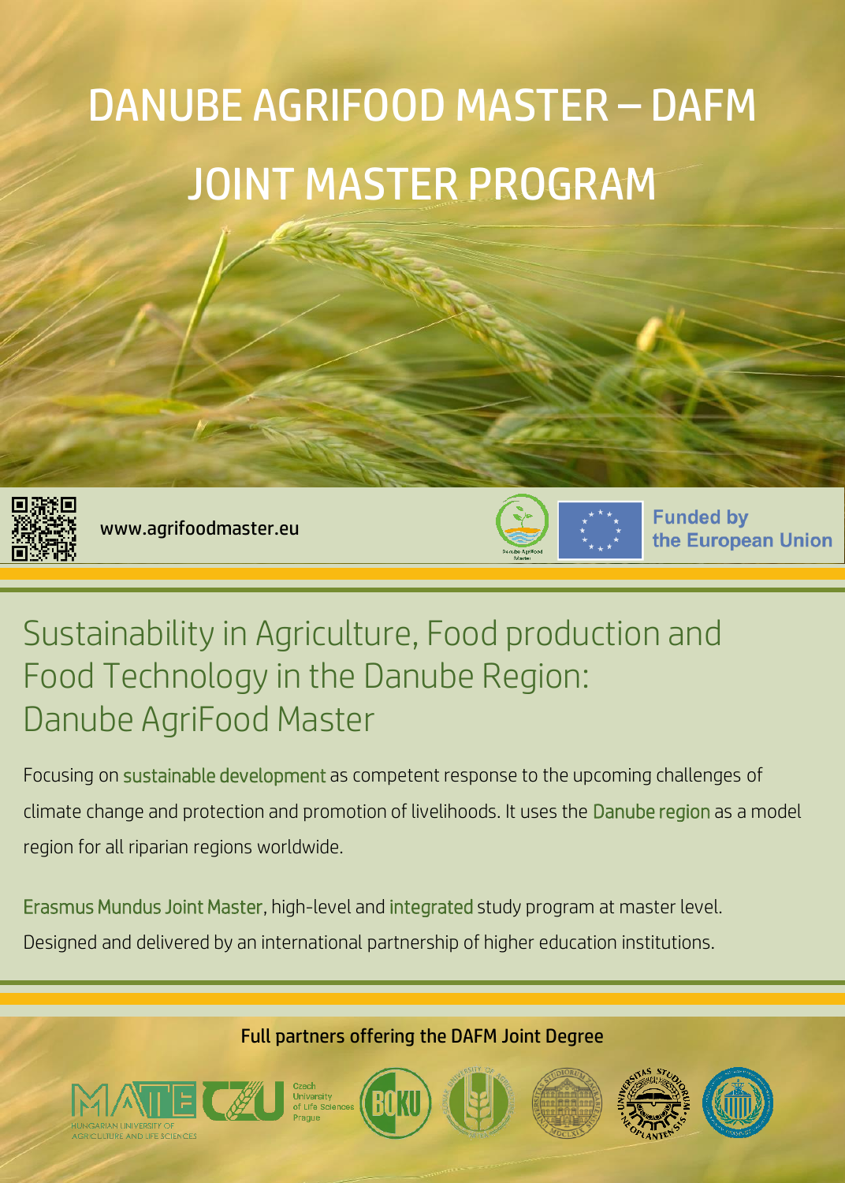# DANUBE AGRIFOOD MASTER – DAFM JOINT MASTER PROGRAM

www.agrifoodmaster.eu

Funded by the European Union

## Sustainability in Agriculture, Food production and Food Technology in the Danube Region: Danube AgriFood Master

Focusing on sustainable development as competent response to the upcoming challenges of climate change and protection and promotion of livelihoods. It uses the Danube region as a model region for all riparian regions worldwide.

Erasmus Mundus Joint Master, high-level and integrated study program at master level. Designed and delivered by an international partnership of higher education institutions.

Full partners offering the DAFM Joint Degree

MATE HUNGARIAN UNIVERSITY OF AGRICULTURE AND LIFE SCIENCES

CZU Czech University of Life Sciences Prague

BOKU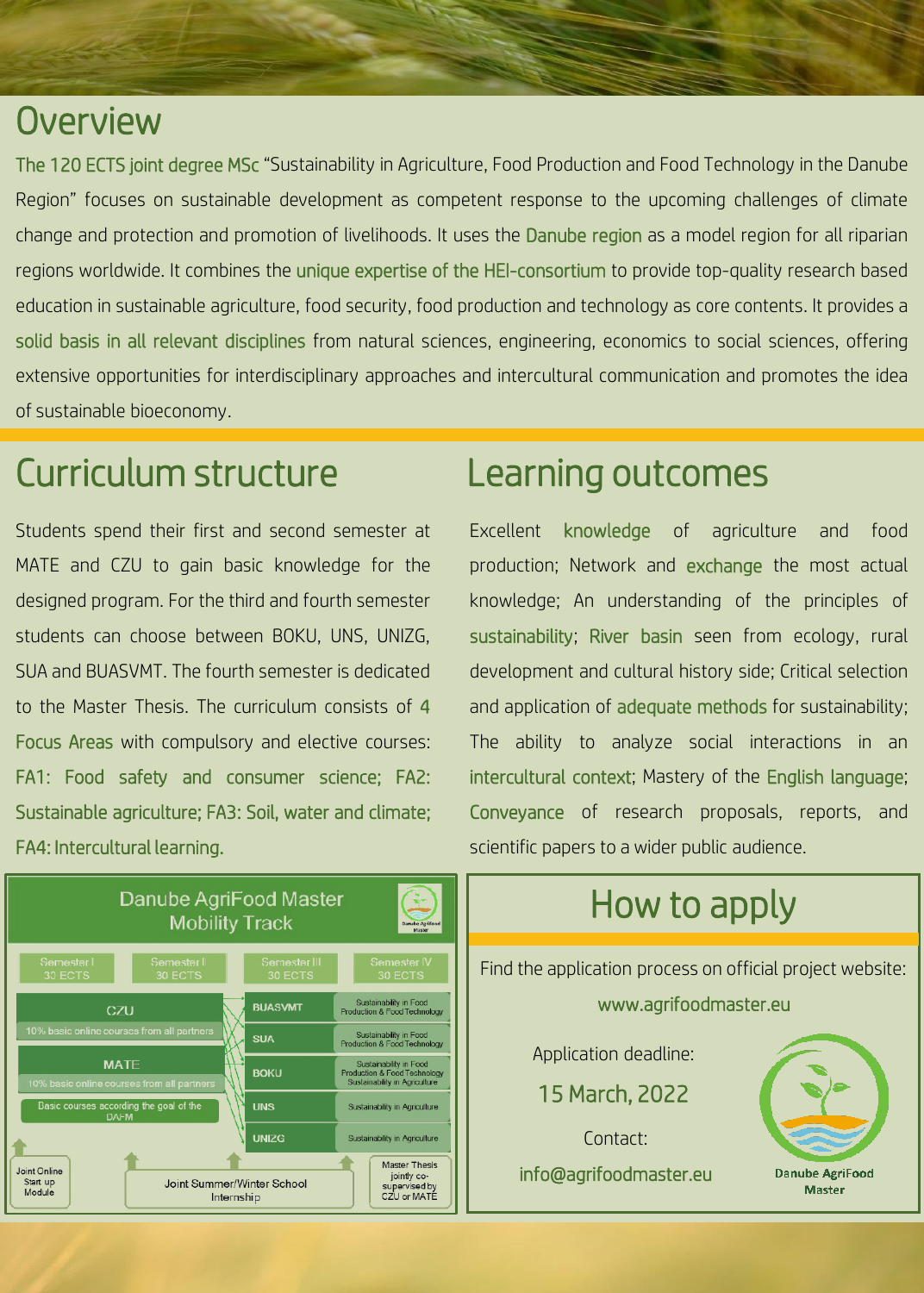## Overview

The 120 ECTS joint degree MSc "Sustainability in Agriculture, Food Production and Food Technology in the Danube Region" focuses on sustainable development as competent response to the upcoming challenges of climate change and protection and promotion of livelihoods. It uses the Danube region as a model region for all riparian regions worldwide. It combines the unique expertise of the HEI-consortium to provide top-quality research based education in sustainable agriculture, food security, food production and technology as core contents. It provides a solid basis in all relevant disciplines from natural sciences, engineering, economics to social sciences, offering extensive opportunities for interdisciplinary approaches and intercultural communication and promotes the idea of sustainable bioeconomy.

## Curriculum structure

Students spend their first and second semester at MATE and CZU to gain basic knowledge for the designed program. For the third and fourth semester students can choose between BOKU, UNS, UNIZG, SUA and BUASVMT. The fourth semester is dedicated to the Master Thesis. The curriculum consists of 4 Focus Areas with compulsory and elective courses: FA1: Food safety and consumer science; FA2: Sustainable agriculture; FA3: Soil, water and climate; FA4: Intercultural learning.

Danube AgriFood Master Mobility Track

Semester I 30 ECTS
Semester II 30 ECTS
Semester III 30 ECTS
Semester IV 30 ECTS

CZU
10% basic online courses from all partners
MATE
10% basic online courses from all partners
Basic courses according the goal of the DAFM

BUASVMT – Sustainability in Food Production & Food Technology
SUA – Sustainability in Food Production & Food Technology
BOKU – Sustainability in Food Production & Food Technology, Sustainability in Agriculture
UNS – Sustainability in Agriculture
UNIZG – Sustainability in Agriculture

Joint Online Start up Module
Joint Summer/Winter School Internship
Master Thesis jointly co-supervised by CZU or MATE

## Learning outcomes

Excellent knowledge of agriculture and food production; Network and exchange the most actual knowledge; An understanding of the principles of sustainability; River basin seen from ecology, rural development and cultural history side; Critical selection and application of adequate methods for sustainability; The ability to analyze social interactions in an intercultural context; Mastery of the English language; Conveyance of research proposals, reports, and scientific papers to a wider public audience.

## How to apply

Find the application process on official project website:

www.agrifoodmaster.eu

Application deadline:

15 March, 2022

Contact:

info@agrifoodmaster.eu

Danube AgriFood Master